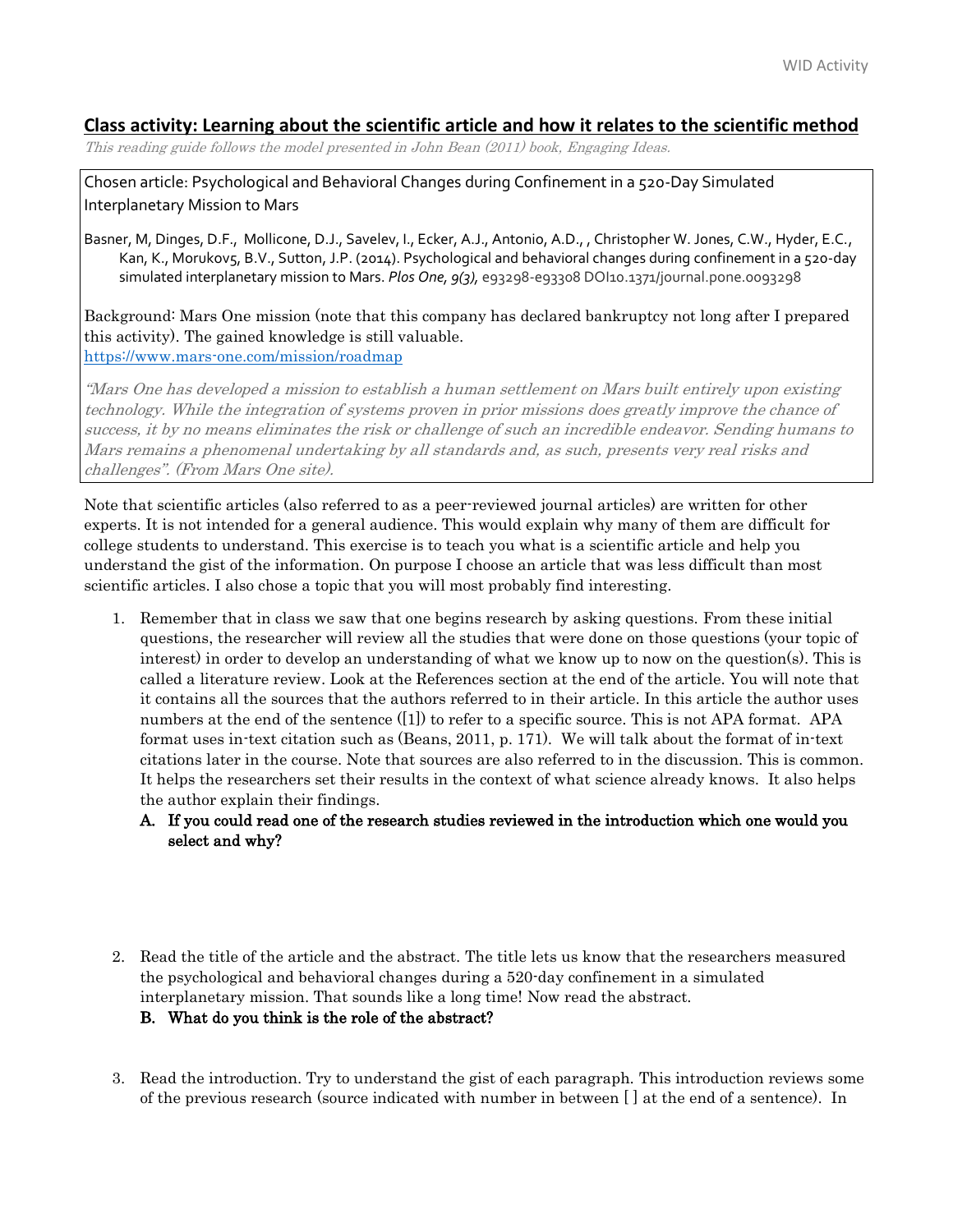## Class activity: Learning about the scientific article and how it relates to the scientific method

*This reading guide follows the model presented in John Bean (2011) book, Engaging Ideas.*

Chosen article: Psychological and Behavioral Changes during Confinement in a 520-Day Simulated Interplanetary Mission to Mars

Basner, M, Dinges, D.F., Mollicone, D.J., Savelev, I., Ecker, A.J., Antonio, A.D., , Christopher W. Jones, C.W., Hyder, E.C., Kan, K., Morukov5, B.V., Sutton, J.P. (2014). Psychological and behavioral changes during confinement in a 520-day simulated interplanetary mission to Mars. *Plos One, 9(3),* e93298-e93308 DOI10.1371/journal.pone.0093298

Background: Mars One mission (note that this company has declared bankruptcy not long after I prepared this activity). The gained knowledge is still valuable.
https://www.mars-one.com/mission/roadmap

*"Mars One has developed a mission to establish a human settlement on Mars built entirely upon existing technology. While the integration of systems proven in prior missions does greatly improve the chance of success, it by no means eliminates the risk or challenge of such an incredible endeavor. Sending humans to Mars remains a phenomenal undertaking by all standards and, as such, presents very real risks and challenges". (From Mars One site).*

Note that scientific articles (also referred to as a peer-reviewed journal articles) are written for other experts. It is not intended for a general audience. This would explain why many of them are difficult for college students to understand. This exercise is to teach you what is a scientific article and help you understand the gist of the information. On purpose I choose an article that was less difficult than most scientific articles. I also chose a topic that you will most probably find interesting.

1. Remember that in class we saw that one begins research by asking questions. From these initial questions, the researcher will review all the studies that were done on those questions (your topic of interest) in order to develop an understanding of what we know up to now on the question(s). This is called a literature review. Look at the References section at the end of the article. You will note that it contains all the sources that the authors referred to in their article. In this article the author uses numbers at the end of the sentence ([1]) to refer to a specific source. This is not APA format. APA format uses in-text citation such as (Beans, 2011, p. 171). We will talk about the format of in-text citations later in the course. Note that sources are also referred to in the discussion. This is common. It helps the researchers set their results in the context of what science already knows. It also helps the author explain their findings.

   **A. If you could read one of the research studies reviewed in the introduction which one would you select and why?**

2. Read the title of the article and the abstract. The title lets us know that the researchers measured the psychological and behavioral changes during a 520-day confinement in a simulated interplanetary mission. That sounds like a long time! Now read the abstract.

   **B. What do you think is the role of the abstract?**

3. Read the introduction. Try to understand the gist of each paragraph. This introduction reviews some of the previous research (source indicated with number in between [ ] at the end of a sentence). In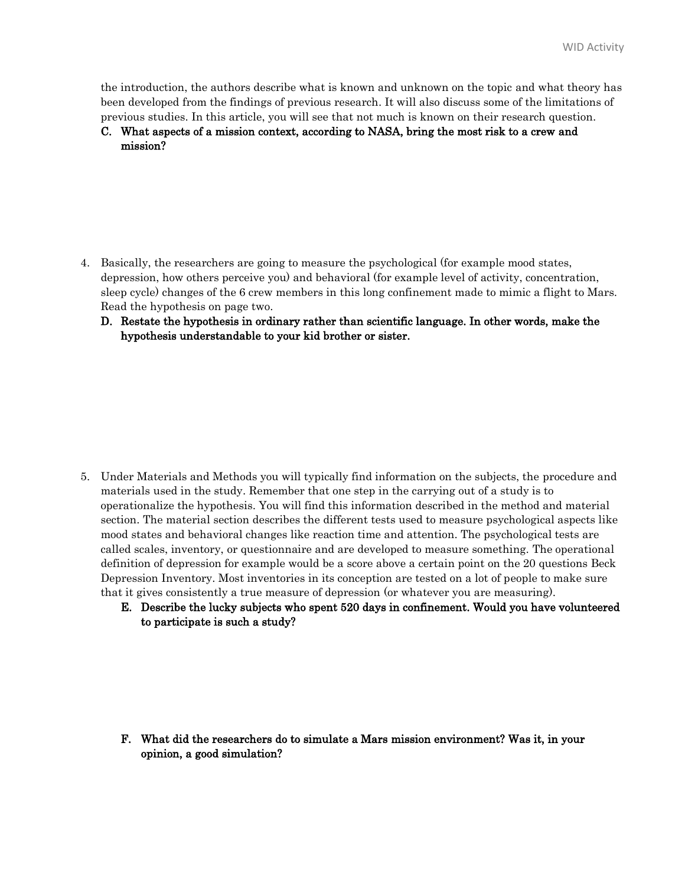the introduction, the authors describe what is known and unknown on the topic and what theory has been developed from the findings of previous research. It will also discuss some of the limitations of previous studies. In this article, you will see that not much is known on their research question.

**C. What aspects of a mission context, according to NASA, bring the most risk to a crew and mission?**

4. Basically, the researchers are going to measure the psychological (for example mood states, depression, how others perceive you) and behavioral (for example level of activity, concentration, sleep cycle) changes of the 6 crew members in this long confinement made to mimic a flight to Mars. Read the hypothesis on page two.

**D. Restate the hypothesis in ordinary rather than scientific language. In other words, make the hypothesis understandable to your kid brother or sister.**

5. Under Materials and Methods you will typically find information on the subjects, the procedure and materials used in the study. Remember that one step in the carrying out of a study is to operationalize the hypothesis. You will find this information described in the method and material section. The material section describes the different tests used to measure psychological aspects like mood states and behavioral changes like reaction time and attention. The psychological tests are called scales, inventory, or questionnaire and are developed to measure something. The operational definition of depression for example would be a score above a certain point on the 20 questions Beck Depression Inventory. Most inventories in its conception are tested on a lot of people to make sure that it gives consistently a true measure of depression (or whatever you are measuring).

**E. Describe the lucky subjects who spent 520 days in confinement. Would you have volunteered to participate is such a study?**

**F. What did the researchers do to simulate a Mars mission environment? Was it, in your opinion, a good simulation?**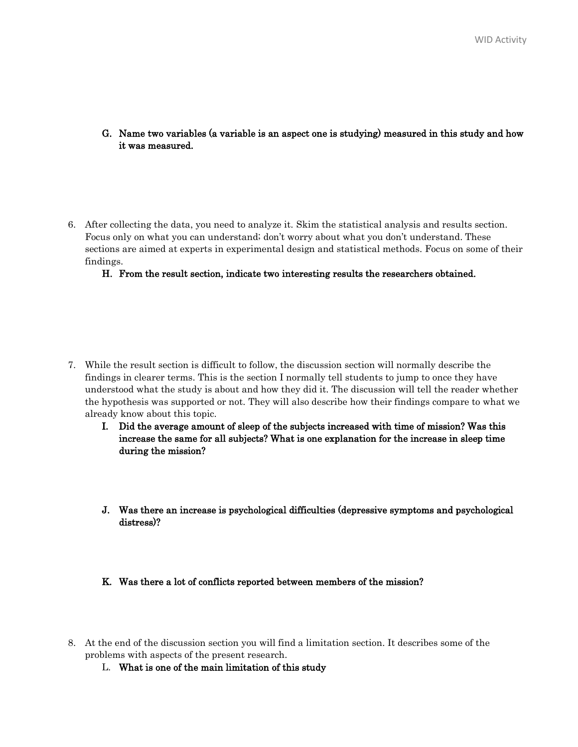G. **Name two variables (a variable is an aspect one is studying) measured in this study and how it was measured.**

6. After collecting the data, you need to analyze it. Skim the statistical analysis and results section. Focus only on what you can understand; don't worry about what you don't understand. These sections are aimed at experts in experimental design and statistical methods. Focus on some of their findings.

   H. **From the result section, indicate two interesting results the researchers obtained.**

7. While the result section is difficult to follow, the discussion section will normally describe the findings in clearer terms. This is the section I normally tell students to jump to once they have understood what the study is about and how they did it. The discussion will tell the reader whether the hypothesis was supported or not. They will also describe how their findings compare to what we already know about this topic.

   I. **Did the average amount of sleep of the subjects increased with time of mission? Was this increase the same for all subjects? What is one explanation for the increase in sleep time during the mission?**

   J. **Was there an increase is psychological difficulties (depressive symptoms and psychological distress)?**

   K. **Was there a lot of conflicts reported between members of the mission?**

8. At the end of the discussion section you will find a limitation section. It describes some of the problems with aspects of the present research.

   L. **What is one of the main limitation of this study**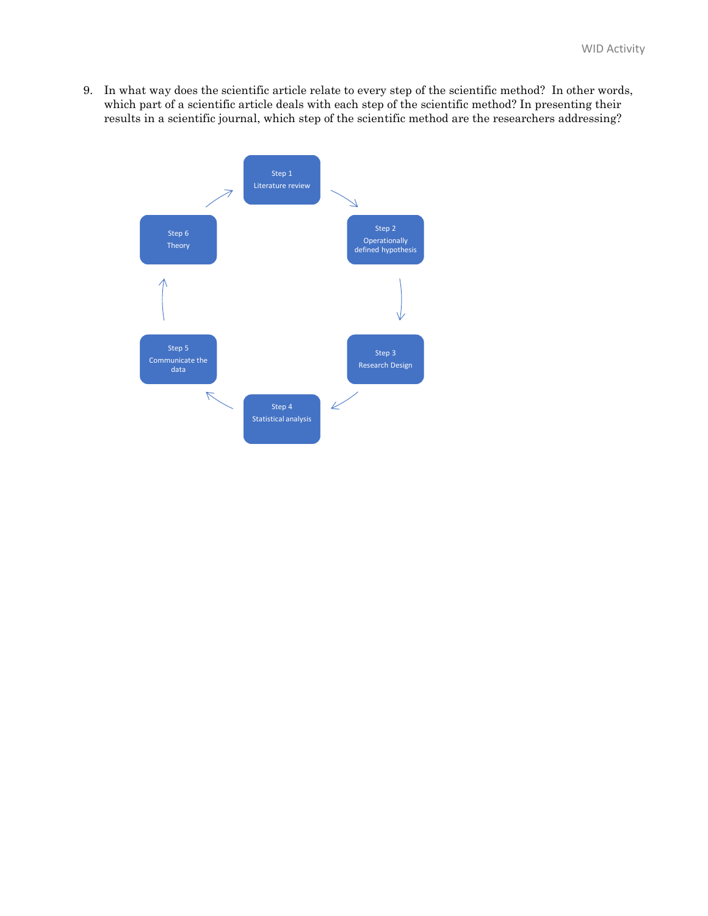9. In what way does the scientific article relate to every step of the scientific method? In other words, which part of a scientific article deals with each step of the scientific method? In presenting their results in a scientific journal, which step of the scientific method are the researchers addressing?

Step 1
Literature review

Step 2
Operationally defined hypothesis

Step 3
Research Design

Step 4
Statistical analysis

Step 5
Communicate the data

Step 6
Theory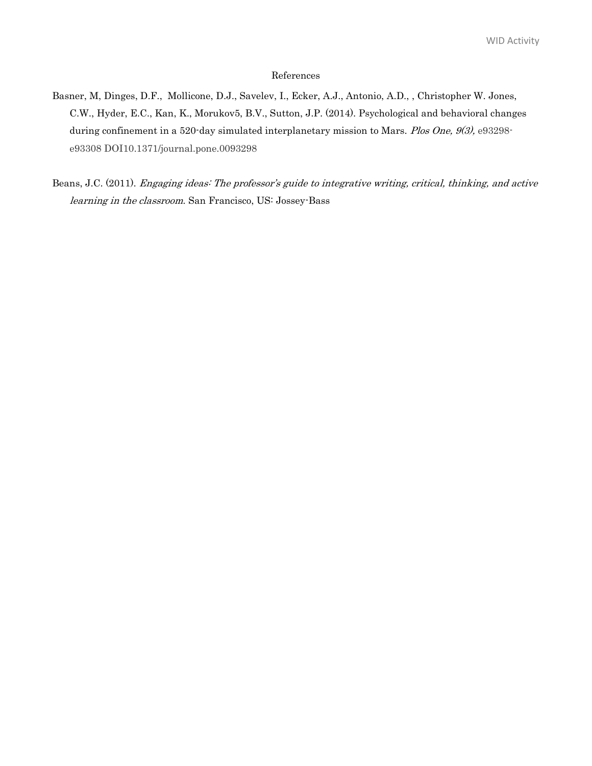References

Basner, M, Dinges, D.F., Mollicone, D.J., Savelev, I., Ecker, A.J., Antonio, A.D., , Christopher W. Jones, C.W., Hyder, E.C., Kan, K., Morukov5, B.V., Sutton, J.P. (2014). Psychological and behavioral changes during confinement in a 520-day simulated interplanetary mission to Mars. *Plos One, 9(3),* e93298-e93308 DOI10.1371/journal.pone.0093298

Beans, J.C. (2011). *Engaging ideas: The professor's guide to integrative writing, critical, thinking, and active learning in the classroom*. San Francisco, US: Jossey-Bass